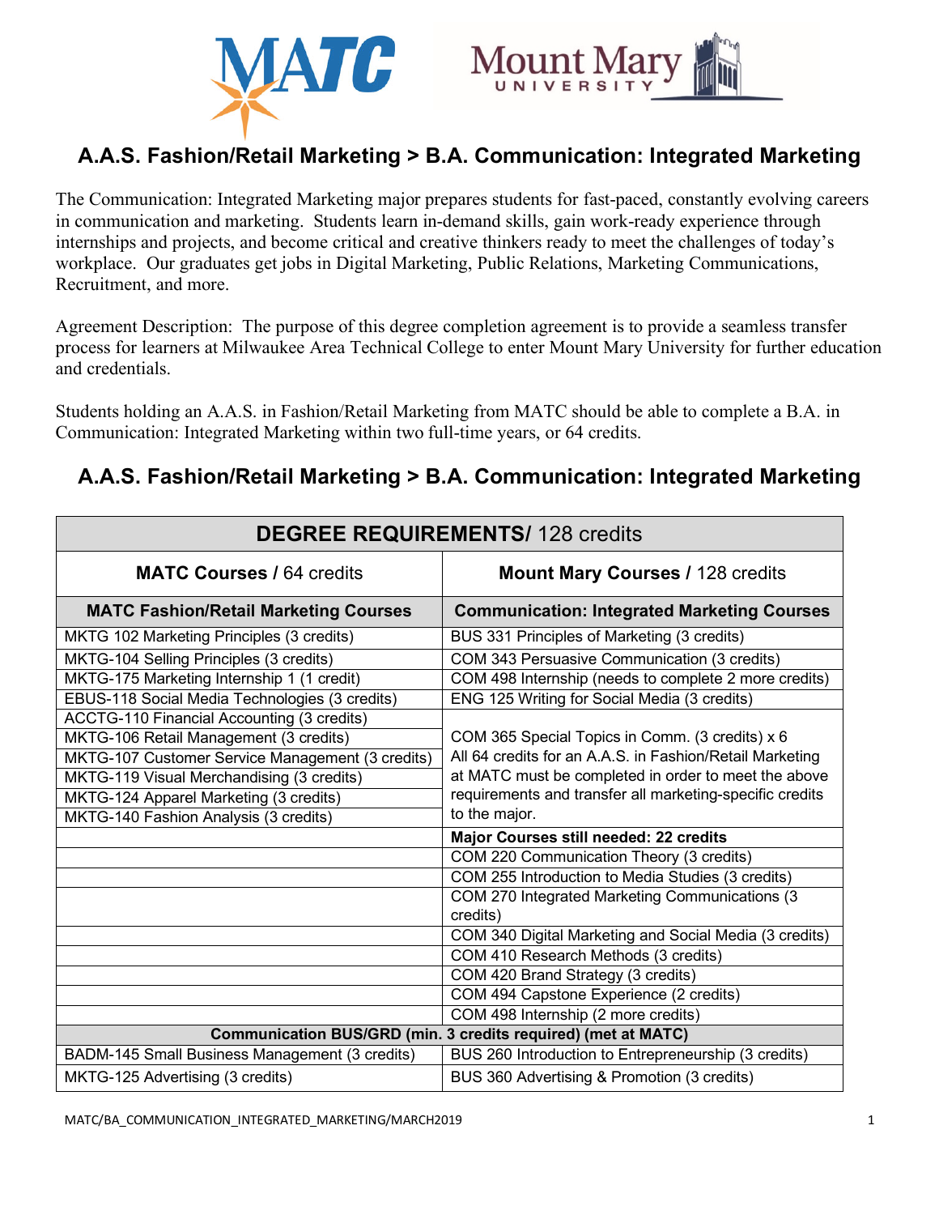# A.A.S. Fashion/Retail Marketing > B.A. Communication: Integrated Marketing

The Communication: Integrated Marketing major prepares students for fast-paced, constantly evolving careers in communication and marketing. Students learn in-demand skills, gain work-ready experience through internships and projects, and become critical and creative thinkers ready to meet the challenges of today's workplace. Our graduates get jobs in Digital Marketing, Public Relations, Marketing Communications, Recruitment, and more.

Agreement Description: The purpose of this degree completion agreement is to provide a seamless transfer process for learners at Milwaukee Area Technical College to enter Mount Mary University for further education and credentials.

Students holding an A.A.S. in Fashion/Retail Marketing from MATC should be able to complete a B.A. in Communication: Integrated Marketing within two full-time years, or 64 credits.

## A.A.S. Fashion/Retail Marketing > B.A. Communication: Integrated Marketing

| **DEGREE REQUIREMENTS/** 128 credits | |
|---|---|
| **MATC Courses /** 64 credits | **Mount Mary Courses /** 128 credits |
| **MATC Fashion/Retail Marketing Courses** | **Communication: Integrated Marketing Courses** |
| MKTG 102 Marketing Principles (3 credits) | BUS 331 Principles of Marketing (3 credits) |
| MKTG-104 Selling Principles (3 credits) | COM 343 Persuasive Communication (3 credits) |
| MKTG-175 Marketing Internship 1 (1 credit) | COM 498 Internship (needs to complete 2 more credits) |
| EBUS-118 Social Media Technologies (3 credits) | ENG 125 Writing for Social Media (3 credits) |
| ACCTG-110 Financial Accounting (3 credits)<br>MKTG-106 Retail Management (3 credits)<br>MKTG-107 Customer Service Management (3 credits)<br>MKTG-119 Visual Merchandising (3 credits)<br>MKTG-124 Apparel Marketing (3 credits)<br>MKTG-140 Fashion Analysis (3 credits) | COM 365 Special Topics in Comm. (3 credits) x 6<br>All 64 credits for an A.A.S. in Fashion/Retail Marketing at MATC must be completed in order to meet the above requirements and transfer all marketing-specific credits to the major. |
| | **Major Courses still needed: 22 credits** |
| | COM 220 Communication Theory (3 credits) |
| | COM 255 Introduction to Media Studies (3 credits) |
| | COM 270 Integrated Marketing Communications (3 credits) |
| | COM 340 Digital Marketing and Social Media (3 credits) |
| | COM 410 Research Methods (3 credits) |
| | COM 420 Brand Strategy (3 credits) |
| | COM 494 Capstone Experience (2 credits) |
| | COM 498 Internship (2 more credits) |
| **Communication BUS/GRD (min. 3 credits required) (met at MATC)** | |
| BADM-145 Small Business Management (3 credits) | BUS 260 Introduction to Entrepreneurship (3 credits) |
| MKTG-125 Advertising (3 credits) | BUS 360 Advertising & Promotion (3 credits) |

MATC/BA_COMMUNICATION_INTEGRATED_MARKETING/MARCH2019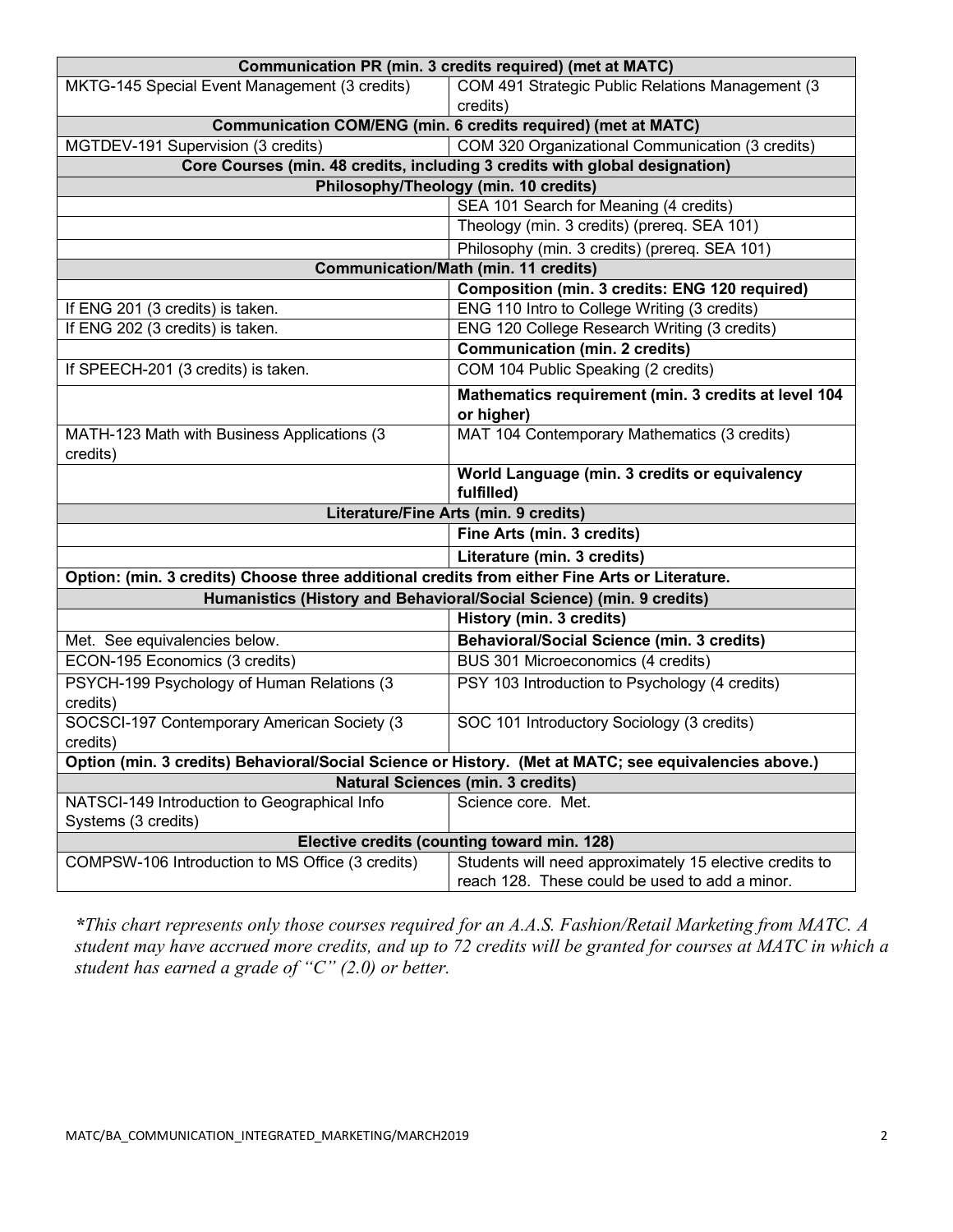| | |
|---|---|
| **Communication PR (min. 3 credits required) (met at MATC)** | |
| MKTG-145 Special Event Management (3 credits) | COM 491 Strategic Public Relations Management (3 credits) |
| **Communication COM/ENG (min. 6 credits required) (met at MATC)** | |
| MGTDEV-191 Supervision (3 credits) | COM 320 Organizational Communication (3 credits) |
| **Core Courses (min. 48 credits, including 3 credits with global designation)** | |
| **Philosophy/Theology (min. 10 credits)** | |
| | SEA 101 Search for Meaning (4 credits) |
| | Theology (min. 3 credits) (prereq. SEA 101) |
| | Philosophy (min. 3 credits) (prereq. SEA 101) |
| **Communication/Math (min. 11 credits)** | |
| | **Composition (min. 3 credits: ENG 120 required)** |
| If ENG 201 (3 credits) is taken. | ENG 110 Intro to College Writing (3 credits) |
| If ENG 202 (3 credits) is taken. | ENG 120 College Research Writing (3 credits) |
| | **Communication (min. 2 credits)** |
| If SPEECH-201 (3 credits) is taken. | COM 104 Public Speaking (2 credits) |
| | **Mathematics requirement (min. 3 credits at level 104 or higher)** |
| MATH-123 Math with Business Applications (3 credits) | MAT 104 Contemporary Mathematics (3 credits) |
| | **World Language (min. 3 credits or equivalency fulfilled)** |
| **Literature/Fine Arts (min. 9 credits)** | |
| | **Fine Arts (min. 3 credits)** |
| | **Literature (min. 3 credits)** |
| **Option: (min. 3 credits) Choose three additional credits from either Fine Arts or Literature.** | |
| **Humanistics (History and Behavioral/Social Science) (min. 9 credits)** | |
| | **History (min. 3 credits)** |
| Met. See equivalencies below. | **Behavioral/Social Science (min. 3 credits)** |
| ECON-195 Economics (3 credits) | BUS 301 Microeconomics (4 credits) |
| PSYCH-199 Psychology of Human Relations (3 credits) | PSY 103 Introduction to Psychology (4 credits) |
| SOCSCI-197 Contemporary American Society (3 credits) | SOC 101 Introductory Sociology (3 credits) |
| **Option (min. 3 credits) Behavioral/Social Science or History. (Met at MATC; see equivalencies above.)** | |
| **Natural Sciences (min. 3 credits)** | |
| NATSCI-149 Introduction to Geographical Info Systems (3 credits) | Science core. Met. |
| **Elective credits (counting toward min. 128)** | |
| COMPSW-106 Introduction to MS Office (3 credits) | Students will need approximately 15 elective credits to reach 128. These could be used to add a minor. |

*\*This chart represents only those courses required for an A.A.S. Fashion/Retail Marketing from MATC. A student may have accrued more credits, and up to 72 credits will be granted for courses at MATC in which a student has earned a grade of "C" (2.0) or better.*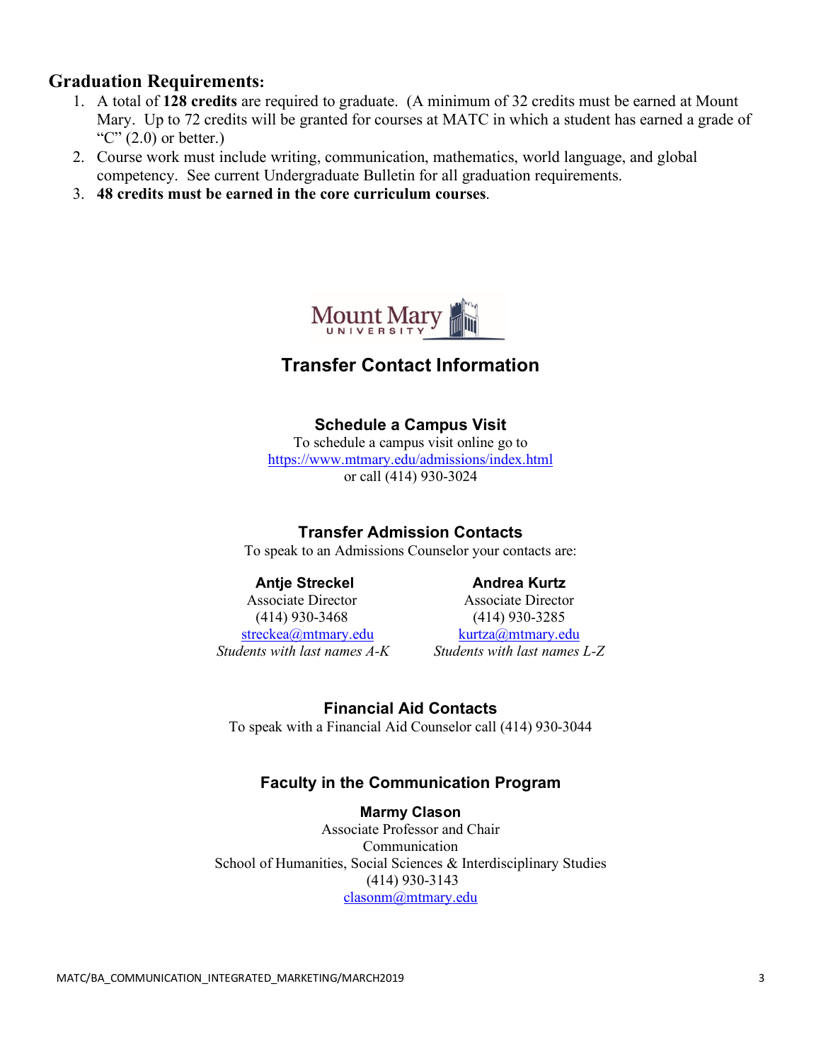## Graduation Requirements:

1. A total of **128 credits** are required to graduate. (A minimum of 32 credits must be earned at Mount Mary. Up to 72 credits will be granted for courses at MATC in which a student has earned a grade of "C" (2.0) or better.)
2. Course work must include writing, communication, mathematics, world language, and global competency. See current Undergraduate Bulletin for all graduation requirements.
3. **48 credits must be earned in the core curriculum courses**.

Mount Mary UNIVERSITY

## Transfer Contact Information

### Schedule a Campus Visit

To schedule a campus visit online go to
https://www.mtmary.edu/admissions/index.html
or call (414) 930-3024

### Transfer Admission Contacts

To speak to an Admissions Counselor your contacts are:

**Antje Streckel**
Associate Director
(414) 930-3468
streckea@mtmary.edu
*Students with last names A-K*

**Andrea Kurtz**
Associate Director
(414) 930-3285
kurtza@mtmary.edu
*Students with last names L-Z*

### Financial Aid Contacts

To speak with a Financial Aid Counselor call (414) 930-3044

### Faculty in the Communication Program

**Marmy Clason**
Associate Professor and Chair
Communication
School of Humanities, Social Sciences & Interdisciplinary Studies
(414) 930-3143
clasonm@mtmary.edu

MATC/BA_COMMUNICATION_INTEGRATED_MARKETING/MARCH2019